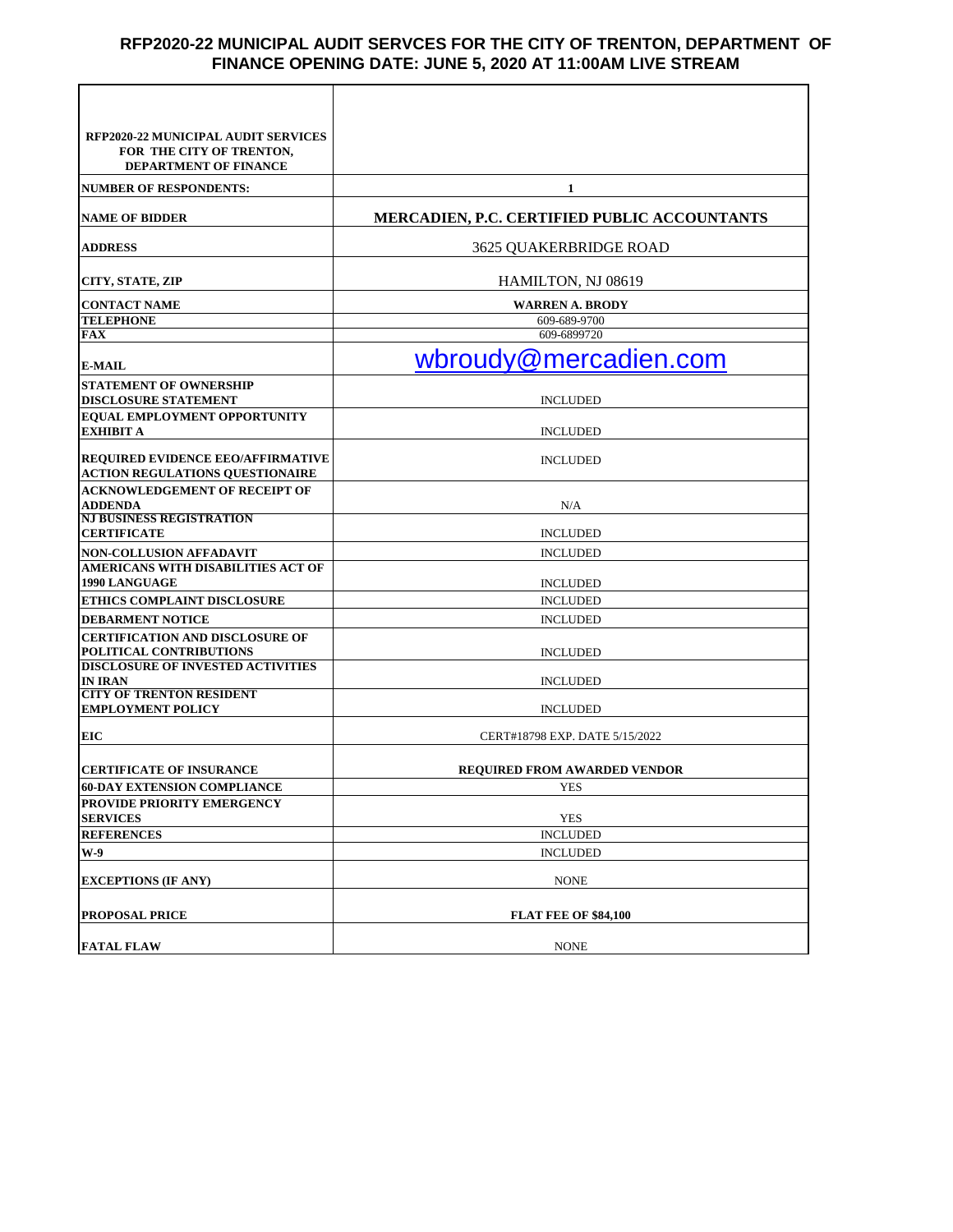# RFP2020-22 MUNICIPAL AUDIT SERVCES FOR THE CITY OF TRENTON, DEPARTMENT OF FINANCE OPENING DATE: JUNE 5, 2020 AT 11:00AM LIVE STREAM

| RFP2020-22 MUNICIPAL AUDIT SERVICES FOR THE CITY OF TRENTON, DEPARTMENT OF FINANCE | |
|---|---|
| NUMBER OF RESPONDENTS: | 1 |
| NAME OF BIDDER | MERCADIEN, P.C. CERTIFIED PUBLIC ACCOUNTANTS |
| ADDRESS | 3625 QUAKERBRIDGE ROAD |
| CITY, STATE, ZIP | HAMILTON, NJ 08619 |
| CONTACT NAME | WARREN A. BRODY |
| TELEPHONE | 609-689-9700 |
| FAX | 609-6899720 |
| E-MAIL | wbroudy@mercadien.com |
| STATEMENT OF OWNERSHIP DISCLOSURE STATEMENT | INCLUDED |
| EQUAL EMPLOYMENT OPPORTUNITY EXHIBIT A | INCLUDED |
| REQUIRED EVIDENCE EEO/AFFIRMATIVE ACTION REGULATIONS QUESTIONAIRE | INCLUDED |
| ACKNOWLEDGEMENT OF RECEIPT OF ADDENDA | N/A |
| NJ BUSINESS REGISTRATION CERTIFICATE | INCLUDED |
| NON-COLLUSION AFFADAVIT | INCLUDED |
| AMERICANS WITH DISABILITIES ACT OF 1990 LANGUAGE | INCLUDED |
| ETHICS COMPLAINT DISCLOSURE | INCLUDED |
| DEBARMENT NOTICE | INCLUDED |
| CERTIFICATION AND DISCLOSURE OF POLITICAL CONTRIBUTIONS | INCLUDED |
| DISCLOSURE OF INVESTED ACTIVITIES IN IRAN | INCLUDED |
| CITY OF TRENTON RESIDENT EMPLOYMENT POLICY | INCLUDED |
| EIC | CERT#18798 EXP. DATE 5/15/2022 |
| CERTIFICATE OF INSURANCE | REQUIRED FROM AWARDED VENDOR |
| 60-DAY EXTENSION COMPLIANCE | YES |
| PROVIDE PRIORITY EMERGENCY SERVICES | YES |
| REFERENCES | INCLUDED |
| W-9 | INCLUDED |
| EXCEPTIONS (IF ANY) | NONE |
| PROPOSAL PRICE | FLAT FEE OF $84,100 |
| FATAL FLAW | NONE |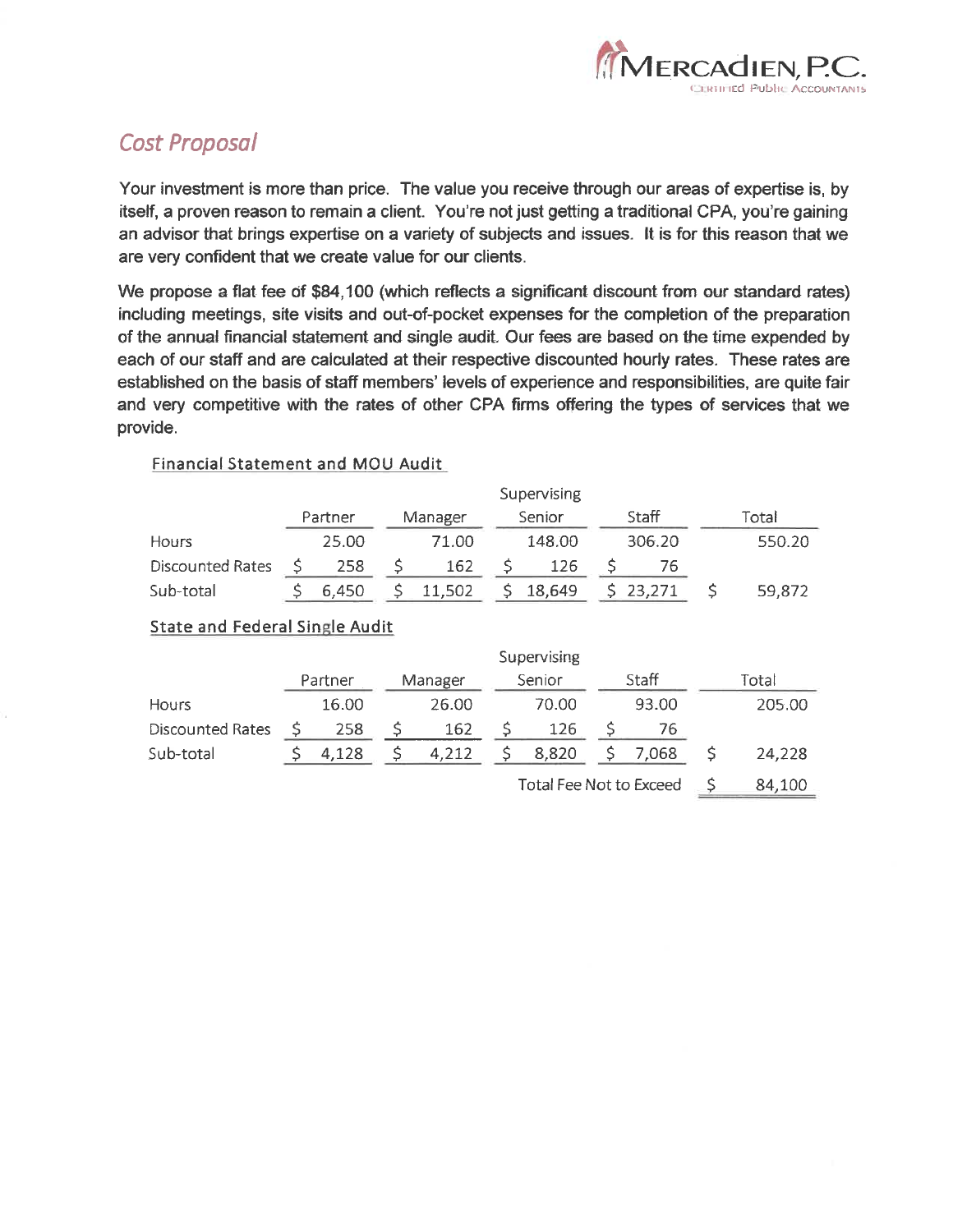## Cost Proposal

Your investment is more than price. The value you receive through our areas of expertise is, by itself, a proven reason to remain a client. You're not just getting a traditional CPA, you're gaining an advisor that brings expertise on a variety of subjects and issues. It is for this reason that we are very confident that we create value for our clients.

We propose a flat fee of $84,100 (which reflects a significant discount from our standard rates) including meetings, site visits and out-of-pocket expenses for the completion of the preparation of the annual financial statement and single audit. Our fees are based on the time expended by each of our staff and are calculated at their respective discounted hourly rates. These rates are established on the basis of staff members' levels of experience and responsibilities, are quite fair and very competitive with the rates of other CPA firms offering the types of services that we provide.

**Financial Statement and MOU Audit**

| | Partner | Manager | Supervising Senior | Staff | Total |
|---|---|---|---|---|---|
| Hours | 25.00 | 71.00 | 148.00 | 306.20 | 550.20 |
| Discounted Rates | $ 258 | $ 162 | $ 126 | $ 76 | |
| Sub-total | $ 6,450 | $ 11,502 | $ 18,649 | $ 23,271 | $ 59,872 |

**State and Federal Single Audit**

| | Partner | Manager | Supervising Senior | Staff | Total |
|---|---|---|---|---|---|
| Hours | 16.00 | 26.00 | 70.00 | 93.00 | 205.00 |
| Discounted Rates | $ 258 | $ 162 | $ 126 | $ 76 | |
| Sub-total | $ 4,128 | $ 4,212 | $ 8,820 | $ 7,068 | $ 24,228 |
| | | | | Total Fee Not to Exceed | $ 84,100 |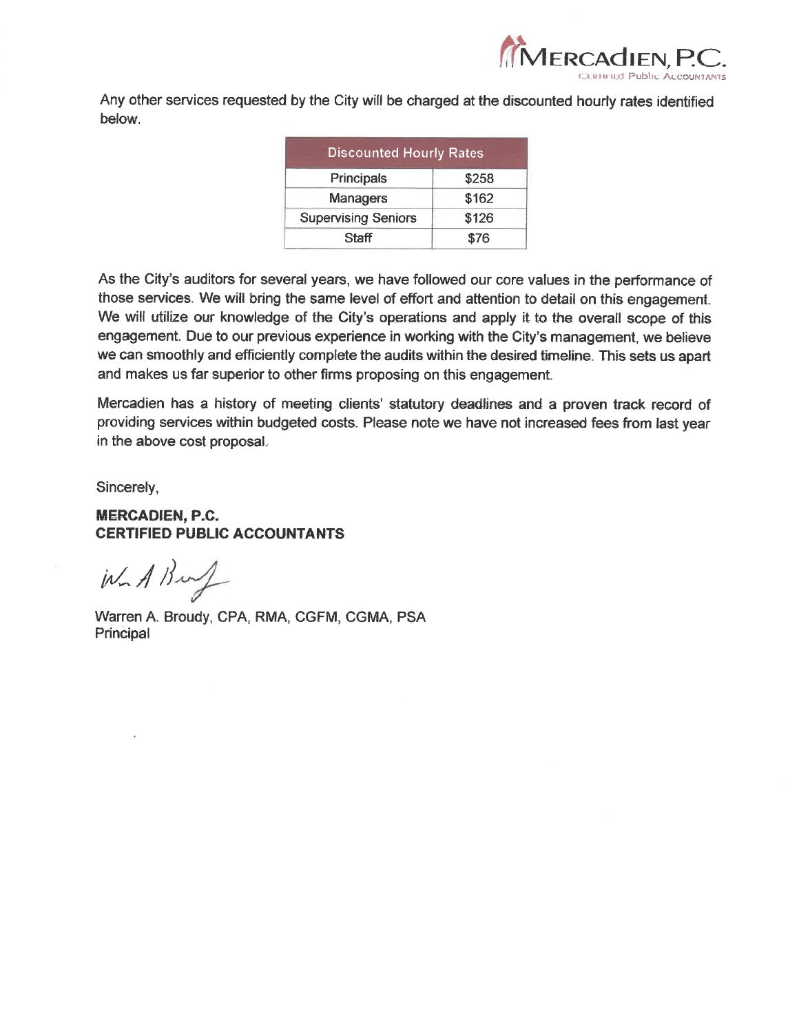Any other services requested by the City will be charged at the discounted hourly rates identified below.

| Discounted Hourly Rates | |
|---|---|
| Principals | $258 |
| Managers | $162 |
| Supervising Seniors | $126 |
| Staff | $76 |

As the City's auditors for several years, we have followed our core values in the performance of those services. We will bring the same level of effort and attention to detail on this engagement. We will utilize our knowledge of the City's operations and apply it to the overall scope of this engagement. Due to our previous experience in working with the City's management, we believe we can smoothly and efficiently complete the audits within the desired timeline. This sets us apart and makes us far superior to other firms proposing on this engagement.

Mercadien has a history of meeting clients' statutory deadlines and a proven track record of providing services within budgeted costs. Please note we have not increased fees from last year in the above cost proposal.

Sincerely,

**MERCADIEN, P.C.**
**CERTIFIED PUBLIC ACCOUNTANTS**

Warren A. Broudy, CPA, RMA, CGFM, CGMA, PSA
Principal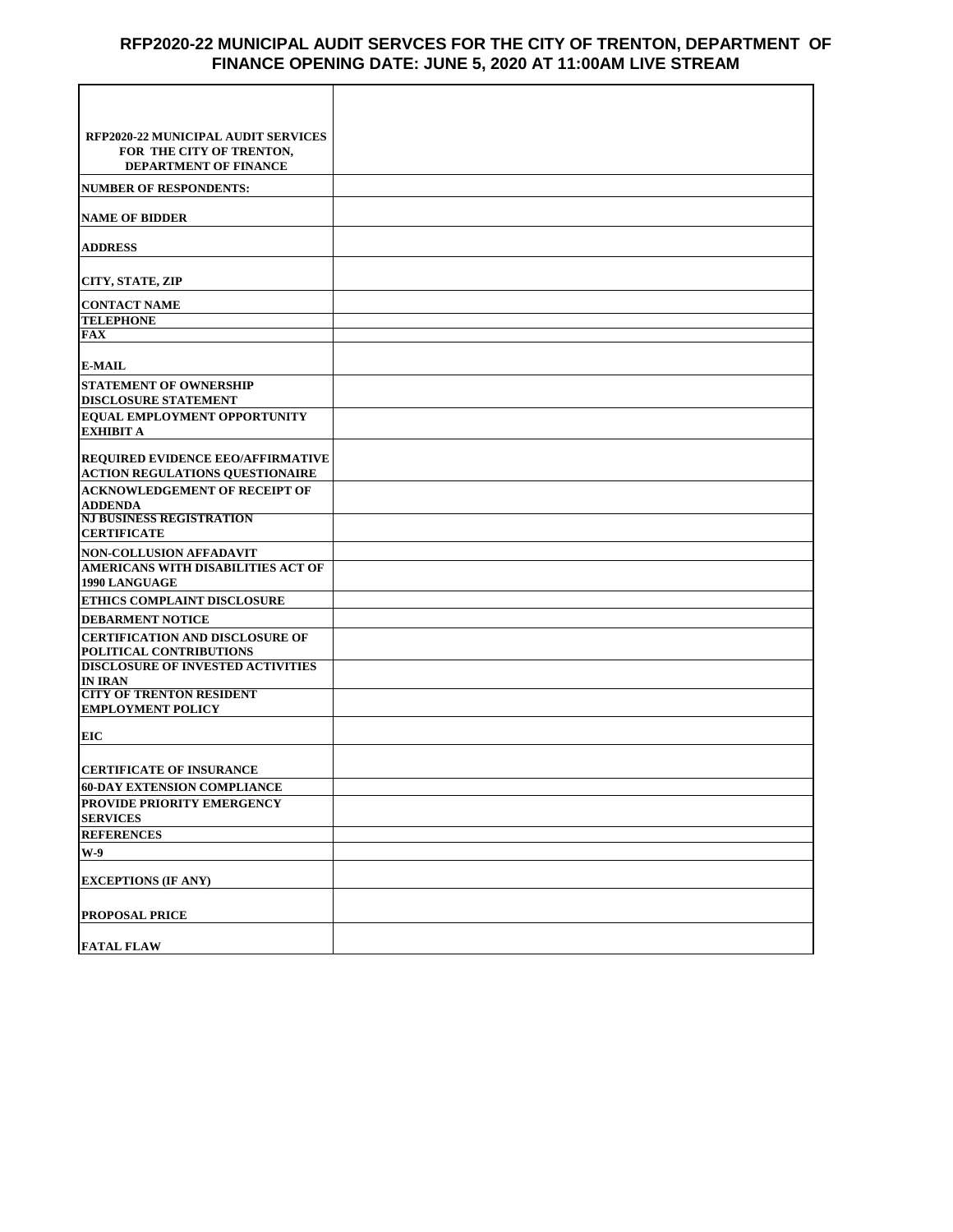# RFP2020-22 MUNICIPAL AUDIT SERVCES FOR THE CITY OF TRENTON, DEPARTMENT OF FINANCE OPENING DATE: JUNE 5, 2020 AT 11:00AM LIVE STREAM

| | |
|---|---|
| **RFP2020-22 MUNICIPAL AUDIT SERVICES FOR THE CITY OF TRENTON, DEPARTMENT OF FINANCE** | |
| **NUMBER OF RESPONDENTS:** | |
| **NAME OF BIDDER** | |
| **ADDRESS** | |
| **CITY, STATE, ZIP** | |
| **CONTACT NAME** | |
| **TELEPHONE** | |
| **FAX** | |
| **E-MAIL** | |
| **STATEMENT OF OWNERSHIP DISCLOSURE STATEMENT** | |
| **EQUAL EMPLOYMENT OPPORTUNITY EXHIBIT A** | |
| **REQUIRED EVIDENCE EEO/AFFIRMATIVE ACTION REGULATIONS QUESTIONAIRE** | |
| **ACKNOWLEDGEMENT OF RECEIPT OF ADDENDA** | |
| **NJ BUSINESS REGISTRATION CERTIFICATE** | |
| **NON-COLLUSION AFFADAVIT** | |
| **AMERICANS WITH DISABILITIES ACT OF 1990 LANGUAGE** | |
| **ETHICS COMPLAINT DISCLOSURE** | |
| **DEBARMENT NOTICE** | |
| **CERTIFICATION AND DISCLOSURE OF POLITICAL CONTRIBUTIONS** | |
| **DISCLOSURE OF INVESTED ACTIVITIES IN IRAN** | |
| **CITY OF TRENTON RESIDENT EMPLOYMENT POLICY** | |
| **EIC** | |
| **CERTIFICATE OF INSURANCE** | |
| **60-DAY EXTENSION COMPLIANCE** | |
| **PROVIDE PRIORITY EMERGENCY SERVICES** | |
| **REFERENCES** | |
| **W-9** | |
| **EXCEPTIONS (IF ANY)** | |
| **PROPOSAL PRICE** | |
| **FATAL FLAW** | |